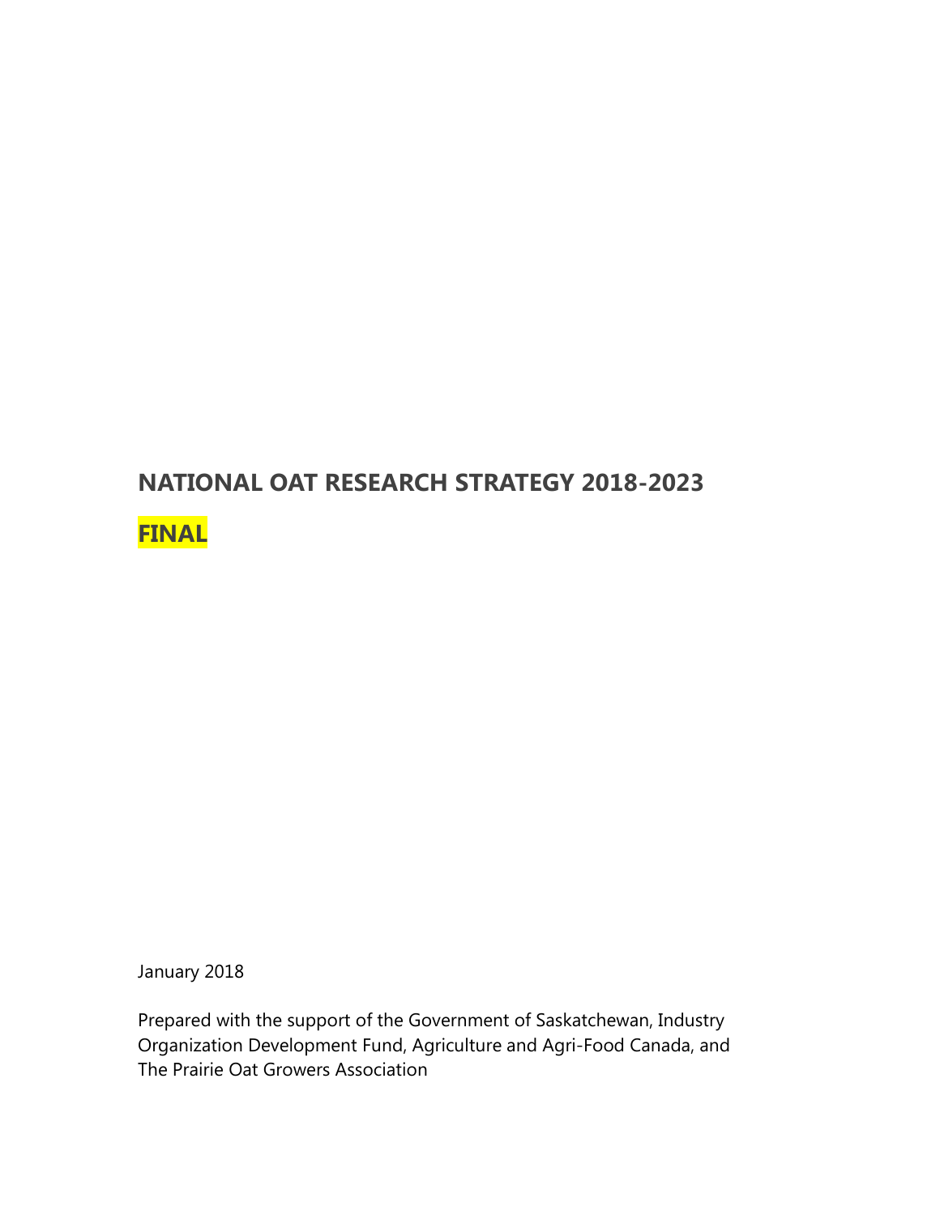# NATIONAL OAT RESEARCH STRATEGY 2018-2023

## FINAL

January 2018

Prepared with the support of the Government of Saskatchewan, Industry Organization Development Fund, Agriculture and Agri-Food Canada, and The Prairie Oat Growers Association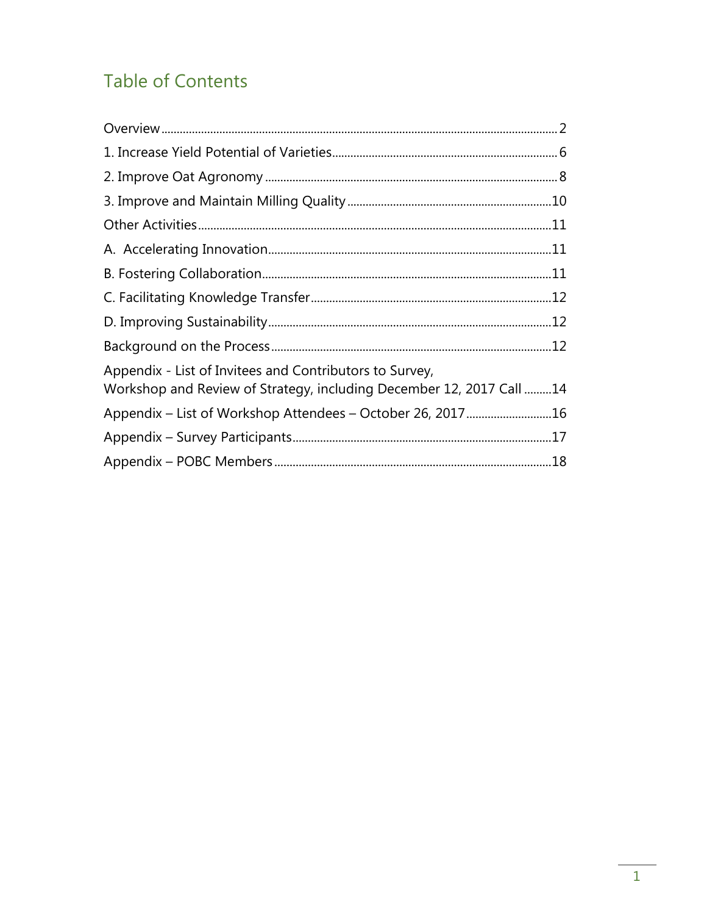# Table of Contents

Overview ........................................................................................................................ 2

1. Increase Yield Potential of Varieties........................................................................ 6

2. Improve Oat Agronomy .............................................................................................. 8

3. Improve and Maintain Milling Quality ..................................................................10

Other Activities...................................................................................................................11

A. Accelerating Innovation...........................................................................................11

B. Fostering Collaboration.............................................................................................11

C. Facilitating Knowledge Transfer..............................................................................12

D. Improving Sustainability...........................................................................................12

Background on the Process...........................................................................................12

Appendix - List of Invitees and Contributors to Survey,
Workshop and Review of Strategy, including December 12, 2017 Call .........14

Appendix – List of Workshop Attendees – October 26, 2017............................16

Appendix – Survey Participants....................................................................................17

Appendix – POBC Members..........................................................................................18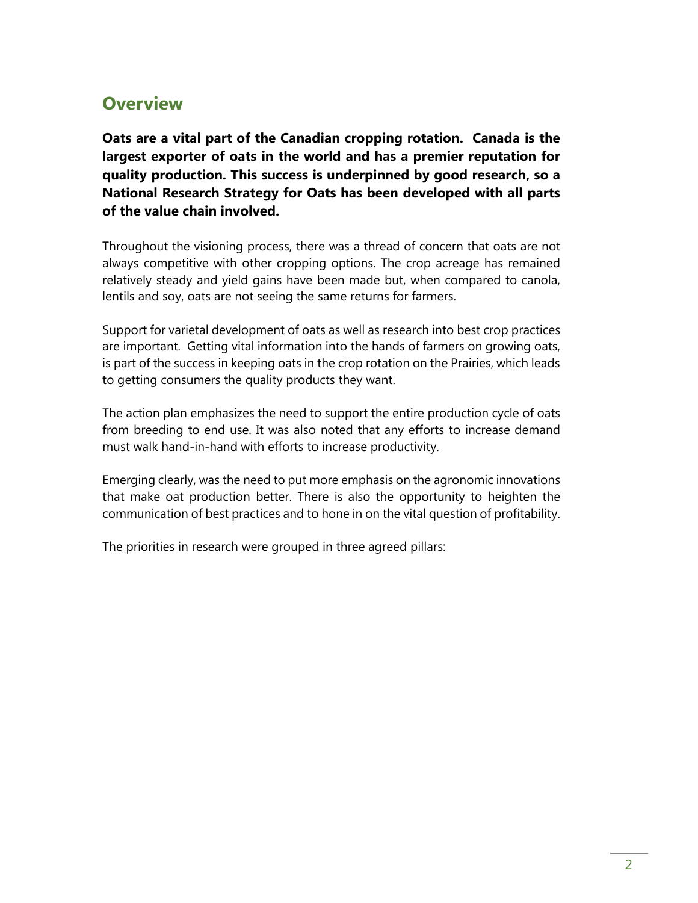## Overview

**Oats are a vital part of the Canadian cropping rotation. Canada is the largest exporter of oats in the world and has a premier reputation for quality production. This success is underpinned by good research, so a National Research Strategy for Oats has been developed with all parts of the value chain involved.**

Throughout the visioning process, there was a thread of concern that oats are not always competitive with other cropping options. The crop acreage has remained relatively steady and yield gains have been made but, when compared to canola, lentils and soy, oats are not seeing the same returns for farmers.

Support for varietal development of oats as well as research into best crop practices are important. Getting vital information into the hands of farmers on growing oats, is part of the success in keeping oats in the crop rotation on the Prairies, which leads to getting consumers the quality products they want.

The action plan emphasizes the need to support the entire production cycle of oats from breeding to end use. It was also noted that any efforts to increase demand must walk hand-in-hand with efforts to increase productivity.

Emerging clearly, was the need to put more emphasis on the agronomic innovations that make oat production better. There is also the opportunity to heighten the communication of best practices and to hone in on the vital question of profitability.

The priorities in research were grouped in three agreed pillars: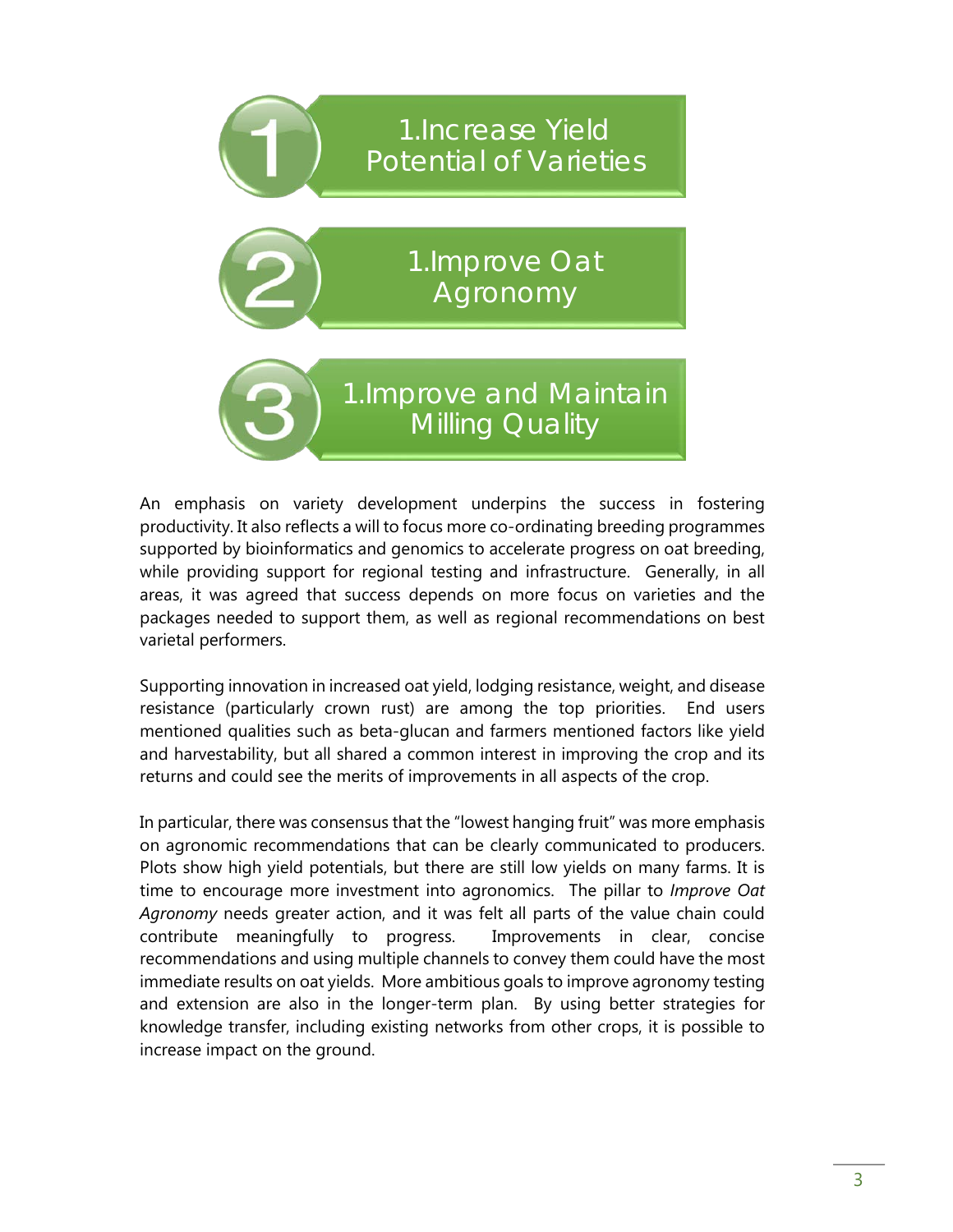1. 1.Increase Yield Potential of Varieties
2. 1.Improve Oat Agronomy
3. 1.Improve and Maintain Milling Quality

An emphasis on variety development underpins the success in fostering productivity. It also reflects a will to focus more co-ordinating breeding programmes supported by bioinformatics and genomics to accelerate progress on oat breeding, while providing support for regional testing and infrastructure. Generally, in all areas, it was agreed that success depends on more focus on varieties and the packages needed to support them, as well as regional recommendations on best varietal performers.

Supporting innovation in increased oat yield, lodging resistance, weight, and disease resistance (particularly crown rust) are among the top priorities. End users mentioned qualities such as beta-glucan and farmers mentioned factors like yield and harvestability, but all shared a common interest in improving the crop and its returns and could see the merits of improvements in all aspects of the crop.

In particular, there was consensus that the "lowest hanging fruit" was more emphasis on agronomic recommendations that can be clearly communicated to producers. Plots show high yield potentials, but there are still low yields on many farms. It is time to encourage more investment into agronomics. The pillar to *Improve Oat Agronomy* needs greater action, and it was felt all parts of the value chain could contribute meaningfully to progress. Improvements in clear, concise recommendations and using multiple channels to convey them could have the most immediate results on oat yields. More ambitious goals to improve agronomy testing and extension are also in the longer-term plan. By using better strategies for knowledge transfer, including existing networks from other crops, it is possible to increase impact on the ground.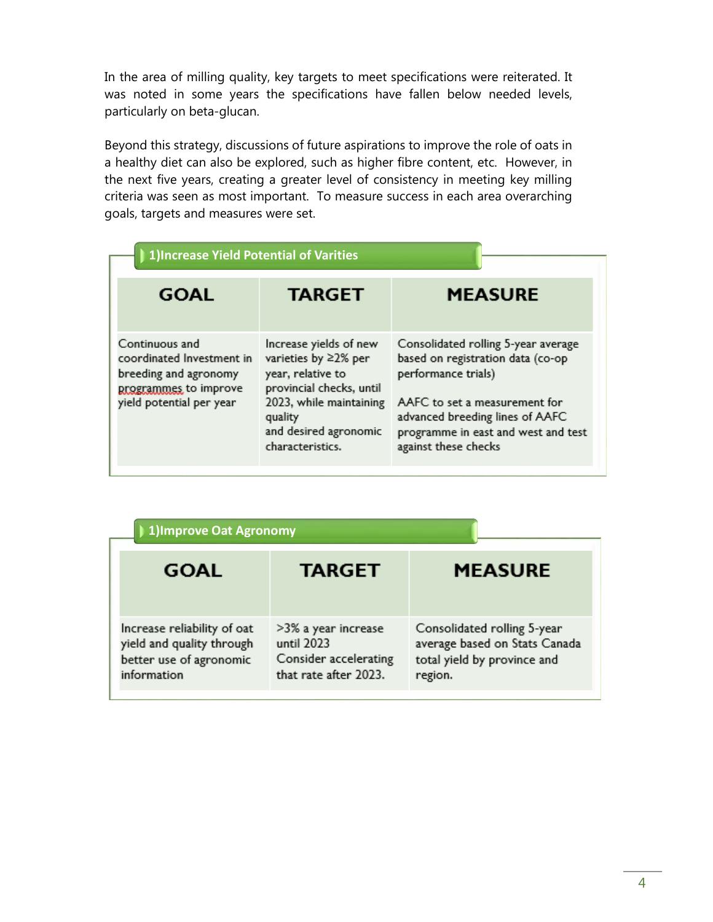In the area of milling quality, key targets to meet specifications were reiterated. It was noted in some years the specifications have fallen below needed levels, particularly on beta-glucan.

Beyond this strategy, discussions of future aspirations to improve the role of oats in a healthy diet can also be explored, such as higher fibre content, etc. However, in the next five years, creating a greater level of consistency in meeting key milling criteria was seen as most important. To measure success in each area overarching goals, targets and measures were set.

### 1)Increase Yield Potential of Varities

| GOAL | TARGET | MEASURE |
|---|---|---|
| Continuous and coordinated Investment in breeding and agronomy programmes to improve yield potential per year | Increase yields of new varieties by ≥2% per year, relative to provincial checks, until 2023, while maintaining quality and desired agronomic characteristics. | Consolidated rolling 5-year average based on registration data (co-op performance trials)<br><br>AAFC to set a measurement for advanced breeding lines of AAFC programme in east and west and test against these checks |

### 1)Improve Oat Agronomy

| GOAL | TARGET | MEASURE |
|---|---|---|
| Increase reliability of oat yield and quality through better use of agronomic information | >3% a year increase until 2023<br>Consider accelerating that rate after 2023. | Consolidated rolling 5-year average based on Stats Canada total yield by province and region. |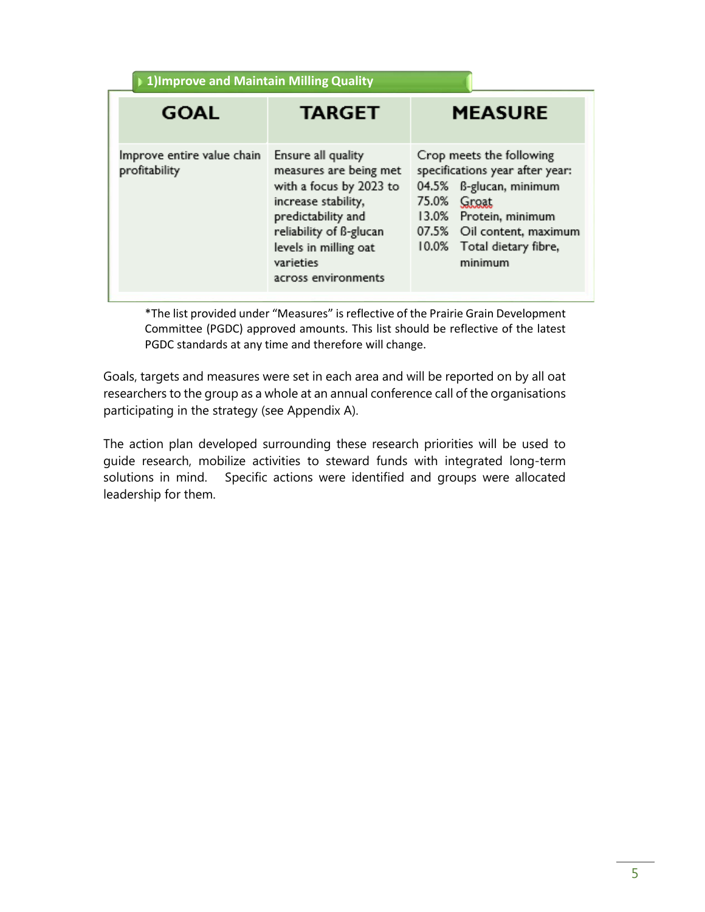### 1)Improve and Maintain Milling Quality

| GOAL | TARGET | MEASURE |
|---|---|---|
| Improve entire value chain profitability | Ensure all quality measures are being met with a focus by 2023 to increase stability, predictability and reliability of ß-glucan levels in milling oat varieties across environments | Crop meets the following specifications year after year:<br>04.5% ß-glucan, minimum<br>75.0% Groat<br>13.0% Protein, minimum<br>07.5% Oil content, maximum<br>10.0% Total dietary fibre, minimum |

*The list provided under "Measures" is reflective of the Prairie Grain Development Committee (PGDC) approved amounts. This list should be reflective of the latest PGDC standards at any time and therefore will change.

Goals, targets and measures were set in each area and will be reported on by all oat researchers to the group as a whole at an annual conference call of the organisations participating in the strategy (see Appendix A).

The action plan developed surrounding these research priorities will be used to guide research, mobilize activities to steward funds with integrated long-term solutions in mind. Specific actions were identified and groups were allocated leadership for them.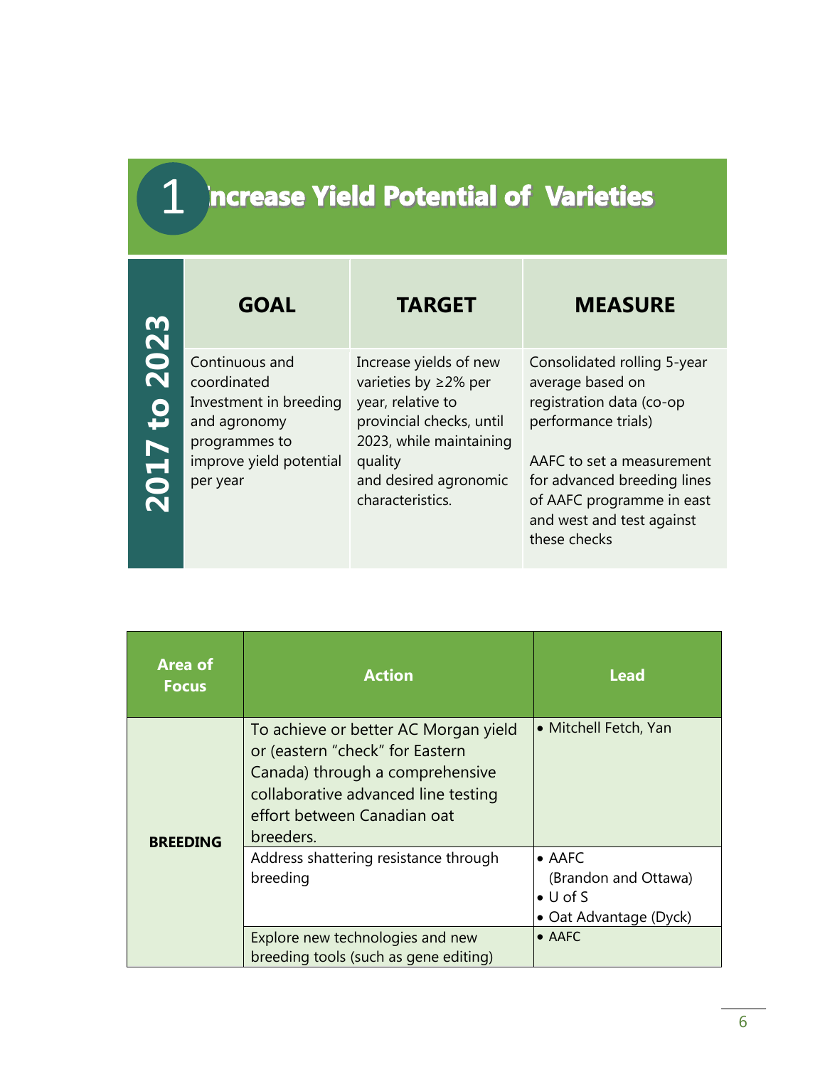# 1 Increase Yield Potential of Varieties

| 2017 to 2023 | GOAL | TARGET | MEASURE |
|---|---|---|---|
| | Continuous and coordinated Investment in breeding and agronomy programmes to improve yield potential per year | Increase yields of new varieties by ≥2% per year, relative to provincial checks, until 2023, while maintaining quality and desired agronomic characteristics. | Consolidated rolling 5-year average based on registration data (co-op performance trials)<br><br>AAFC to set a measurement for advanced breeding lines of AAFC programme in east and west and test against these checks |

| Area of Focus | Action | Lead |
|---|---|---|
| BREEDING | To achieve or better AC Morgan yield or (eastern “check” for Eastern Canada) through a comprehensive collaborative advanced line testing effort between Canadian oat breeders. | • Mitchell Fetch, Yan |
| | Address shattering resistance through breeding | • AAFC (Brandon and Ottawa)<br>• U of S<br>• Oat Advantage (Dyck) |
| | Explore new technologies and new breeding tools (such as gene editing) | • AAFC |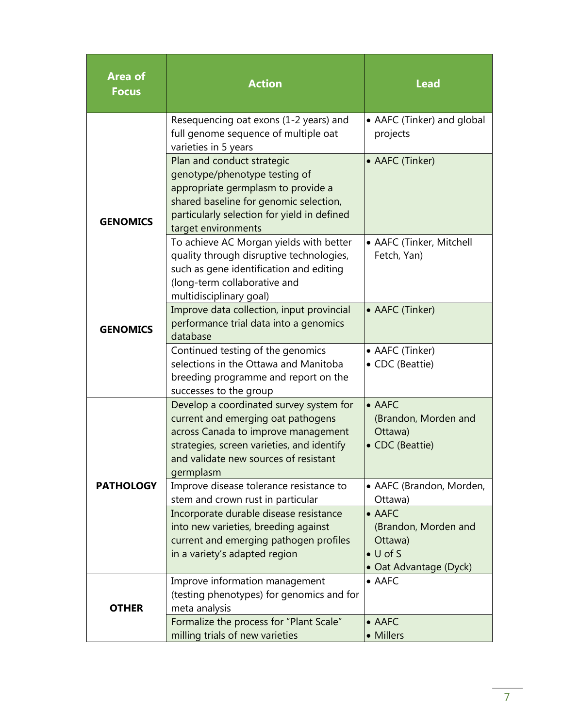| Area of Focus | Action | Lead |
|---|---|---|
| GENOMICS | Resequencing oat exons (1-2 years) and full genome sequence of multiple oat varieties in 5 years | • AAFC (Tinker) and global projects |
| | Plan and conduct strategic genotype/phenotype testing of appropriate germplasm to provide a shared baseline for genomic selection, particularly selection for yield in defined target environments | • AAFC (Tinker) |
| | To achieve AC Morgan yields with better quality through disruptive technologies, such as gene identification and editing (long-term collaborative and multidisciplinary goal) | • AAFC (Tinker, Mitchell Fetch, Yan) |
| GENOMICS | Improve data collection, input provincial performance trial data into a genomics database | • AAFC (Tinker) |
| | Continued testing of the genomics selections in the Ottawa and Manitoba breeding programme and report on the successes to the group | • AAFC (Tinker)<br>• CDC (Beattie) |
| PATHOLOGY | Develop a coordinated survey system for current and emerging oat pathogens across Canada to improve management strategies, screen varieties, and identify and validate new sources of resistant germplasm | • AAFC (Brandon, Morden and Ottawa)<br>• CDC (Beattie) |
| | Improve disease tolerance resistance to stem and crown rust in particular | • AAFC (Brandon, Morden, Ottawa) |
| | Incorporate durable disease resistance into new varieties, breeding against current and emerging pathogen profiles in a variety's adapted region | • AAFC (Brandon, Morden and Ottawa)<br>• U of S<br>• Oat Advantage (Dyck) |
| OTHER | Improve information management (testing phenotypes) for genomics and for meta analysis | • AAFC |
| | Formalize the process for "Plant Scale" milling trials of new varieties | • AAFC<br>• Millers |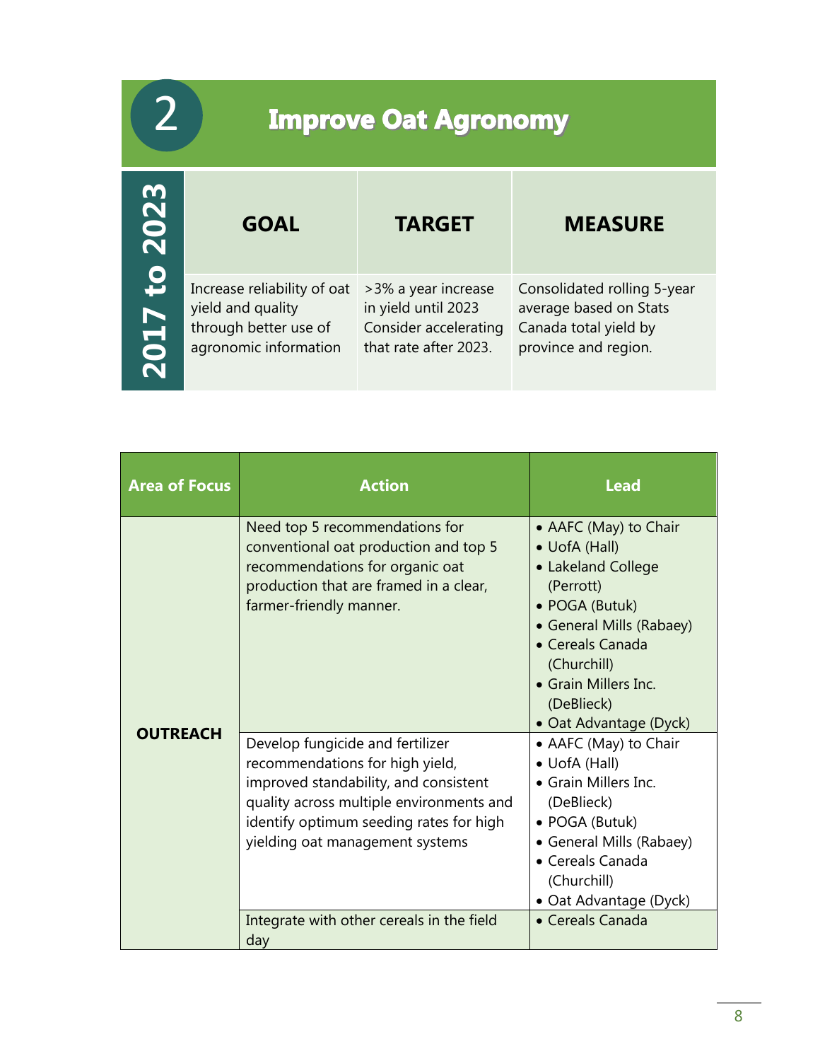## 2 Improve Oat Agronomy

**2017 to 2023**

| GOAL | TARGET | MEASURE |
|---|---|---|
| Increase reliability of oat yield and quality through better use of agronomic information | >3% a year increase in yield until 2023 Consider accelerating that rate after 2023. | Consolidated rolling 5-year average based on Stats Canada total yield by province and region. |

| Area of Focus | Action | Lead |
|---|---|---|
| **OUTREACH** | Need top 5 recommendations for conventional oat production and top 5 recommendations for organic oat production that are framed in a clear, farmer-friendly manner. | • AAFC (May) to Chair<br>• UofA (Hall)<br>• Lakeland College (Perrott)<br>• POGA (Butuk)<br>• General Mills (Rabaey)<br>• Cereals Canada (Churchill)<br>• Grain Millers Inc. (DeBlieck)<br>• Oat Advantage (Dyck) |
| | Develop fungicide and fertilizer recommendations for high yield, improved standability, and consistent quality across multiple environments and identify optimum seeding rates for high yielding oat management systems | • AAFC (May) to Chair<br>• UofA (Hall)<br>• Grain Millers Inc. (DeBlieck)<br>• POGA (Butuk)<br>• General Mills (Rabaey)<br>• Cereals Canada (Churchill)<br>• Oat Advantage (Dyck) |
| | Integrate with other cereals in the field day | • Cereals Canada |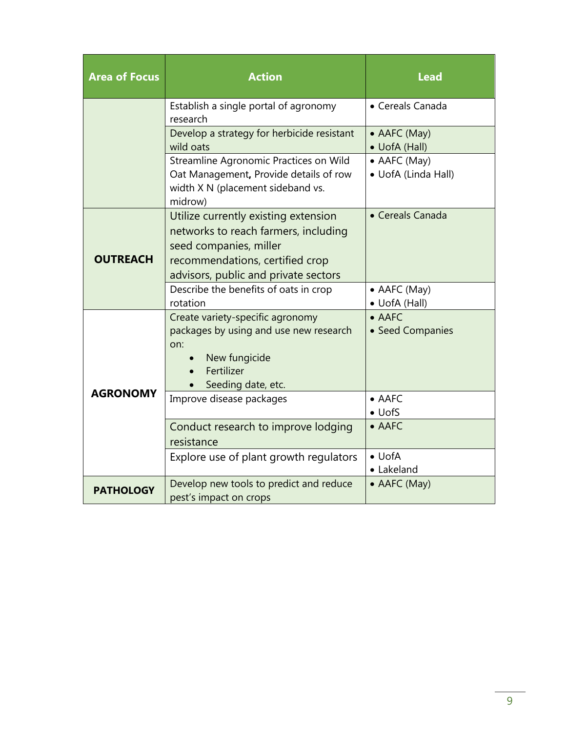| Area of Focus | Action | Lead |
|---|---|---|
| | Establish a single portal of agronomy research | • Cereals Canada |
| | Develop a strategy for herbicide resistant wild oats | • AAFC (May)<br>• UofA (Hall) |
| | Streamline Agronomic Practices on Wild Oat Management**,** Provide details of row width X N (placement sideband vs. midrow) | • AAFC (May)<br>• UofA (Linda Hall) |
| **OUTREACH** | Utilize currently existing extension networks to reach farmers, including seed companies, miller recommendations, certified crop advisors, public and private sectors | • Cereals Canada |
| | Describe the benefits of oats in crop rotation | • AAFC (May)<br>• UofA (Hall) |
| **AGRONOMY** | Create variety-specific agronomy packages by using and use new research on:<br>• New fungicide<br>• Fertilizer<br>• Seeding date, etc. | • AAFC<br>• Seed Companies |
| | Improve disease packages | • AAFC<br>• UofS |
| | Conduct research to improve lodging resistance | • AAFC |
| | Explore use of plant growth regulators | • UofA<br>• Lakeland |
| **PATHOLOGY** | Develop new tools to predict and reduce pest's impact on crops | • AAFC (May) |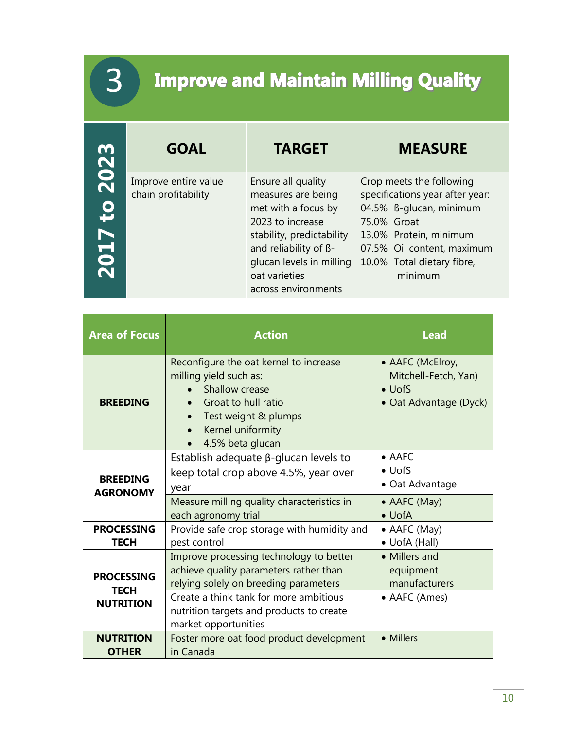# 3 Improve and Maintain Milling Quality

| 2017 to 2023 | GOAL | TARGET | MEASURE |
|---|---|---|---|
| | Improve entire value chain profitability | Ensure all quality measures are being met with a focus by 2023 to increase stability, predictability and reliability of ß-glucan levels in milling oat varieties across environments | Crop meets the following specifications year after year:<br>04.5% ß-glucan, minimum<br>75.0% Groat<br>13.0% Protein, minimum<br>07.5% Oil content, maximum<br>10.0% Total dietary fibre, minimum |

| Area of Focus | Action | Lead |
|---|---|---|
| **BREEDING** | Reconfigure the oat kernel to increase milling yield such as:<br>• Shallow crease<br>• Groat to hull ratio<br>• Test weight & plumps<br>• Kernel uniformity<br>• 4.5% beta glucan | • AAFC (McElroy, Mitchell-Fetch, Yan)<br>• UofS<br>• Oat Advantage (Dyck) |
| **BREEDING AGRONOMY** | Establish adequate β-glucan levels to keep total crop above 4.5%, year over year | • AAFC<br>• UofS<br>• Oat Advantage |
| | Measure milling quality characteristics in each agronomy trial | • AAFC (May)<br>• UofA |
| **PROCESSING TECH** | Provide safe crop storage with humidity and pest control | • AAFC (May)<br>• UofA (Hall) |
| **PROCESSING TECH NUTRITION** | Improve processing technology to better achieve quality parameters rather than relying solely on breeding parameters | • Millers and equipment manufacturers |
| | Create a think tank for more ambitious nutrition targets and products to create market opportunities | • AAFC (Ames) |
| **NUTRITION OTHER** | Foster more oat food product development in Canada | • Millers |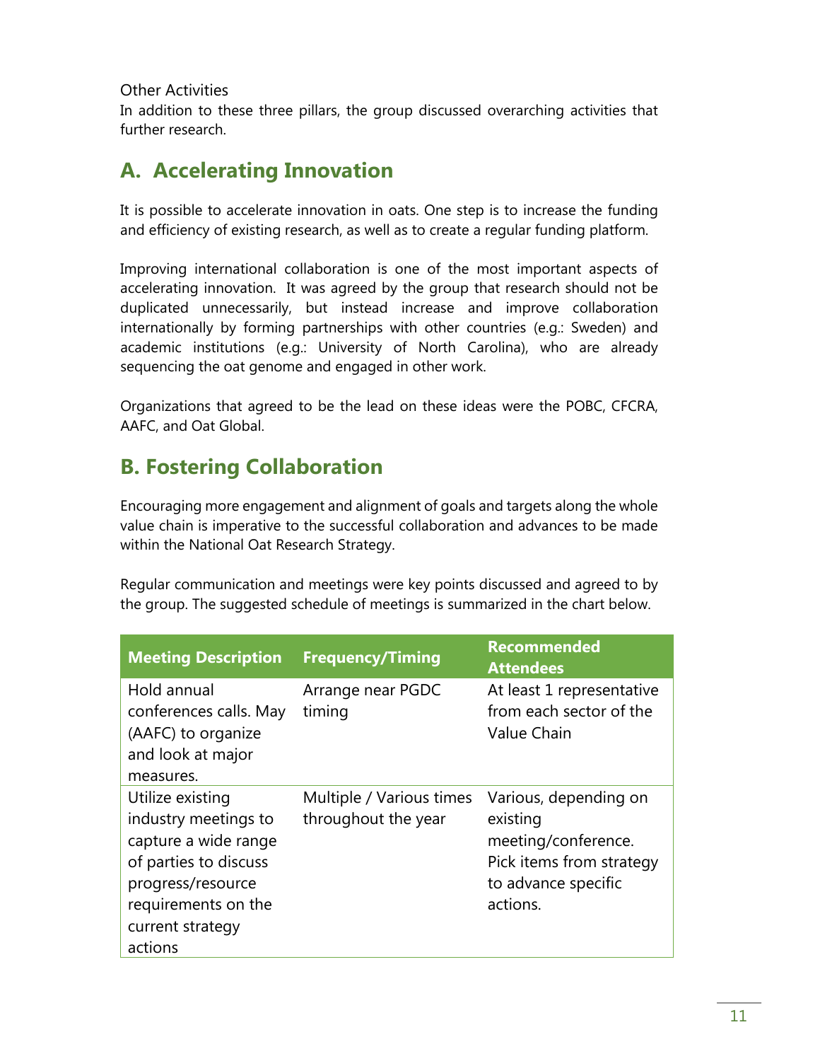Other Activities

In addition to these three pillars, the group discussed overarching activities that further research.

## A. Accelerating Innovation

It is possible to accelerate innovation in oats. One step is to increase the funding and efficiency of existing research, as well as to create a regular funding platform.

Improving international collaboration is one of the most important aspects of accelerating innovation. It was agreed by the group that research should not be duplicated unnecessarily, but instead increase and improve collaboration internationally by forming partnerships with other countries (e.g.: Sweden) and academic institutions (e.g.: University of North Carolina), who are already sequencing the oat genome and engaged in other work.

Organizations that agreed to be the lead on these ideas were the POBC, CFCRA, AAFC, and Oat Global.

## B. Fostering Collaboration

Encouraging more engagement and alignment of goals and targets along the whole value chain is imperative to the successful collaboration and advances to be made within the National Oat Research Strategy.

Regular communication and meetings were key points discussed and agreed to by the group. The suggested schedule of meetings is summarized in the chart below.

| Meeting Description | Frequency/Timing | Recommended Attendees |
|---|---|---|
| Hold annual conferences calls. May (AAFC) to organize and look at major measures. | Arrange near PGDC timing | At least 1 representative from each sector of the Value Chain |
| Utilize existing industry meetings to capture a wide range of parties to discuss progress/resource requirements on the current strategy actions | Multiple / Various times throughout the year | Various, depending on existing meeting/conference. Pick items from strategy to advance specific actions. |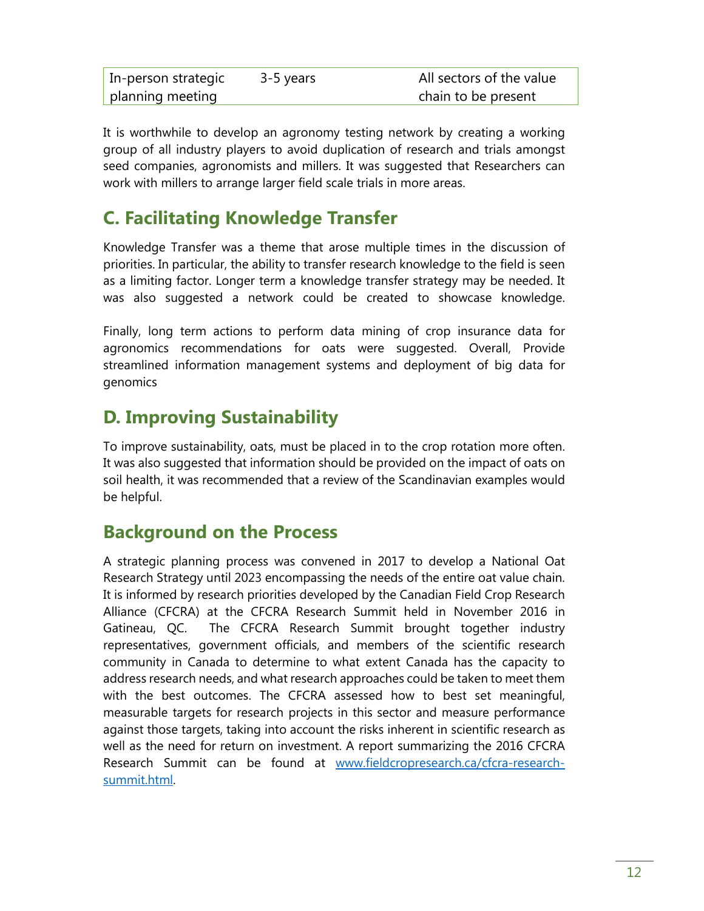| In-person strategic planning meeting | 3-5 years | All sectors of the value chain to be present |
|---|---|---|

It is worthwhile to develop an agronomy testing network by creating a working group of all industry players to avoid duplication of research and trials amongst seed companies, agronomists and millers. It was suggested that Researchers can work with millers to arrange larger field scale trials in more areas.

## C. Facilitating Knowledge Transfer

Knowledge Transfer was a theme that arose multiple times in the discussion of priorities. In particular, the ability to transfer research knowledge to the field is seen as a limiting factor. Longer term a knowledge transfer strategy may be needed. It was also suggested a network could be created to showcase knowledge.

Finally, long term actions to perform data mining of crop insurance data for agronomics recommendations for oats were suggested. Overall, Provide streamlined information management systems and deployment of big data for genomics

## D. Improving Sustainability

To improve sustainability, oats, must be placed in to the crop rotation more often. It was also suggested that information should be provided on the impact of oats on soil health, it was recommended that a review of the Scandinavian examples would be helpful.

## Background on the Process

A strategic planning process was convened in 2017 to develop a National Oat Research Strategy until 2023 encompassing the needs of the entire oat value chain. It is informed by research priorities developed by the Canadian Field Crop Research Alliance (CFCRA) at the CFCRA Research Summit held in November 2016 in Gatineau, QC. The CFCRA Research Summit brought together industry representatives, government officials, and members of the scientific research community in Canada to determine to what extent Canada has the capacity to address research needs, and what research approaches could be taken to meet them with the best outcomes. The CFCRA assessed how to best set meaningful, measurable targets for research projects in this sector and measure performance against those targets, taking into account the risks inherent in scientific research as well as the need for return on investment. A report summarizing the 2016 CFCRA Research Summit can be found at [www.fieldcropresearch.ca/cfcra-research-summit.html](www.fieldcropresearch.ca/cfcra-research-summit.html).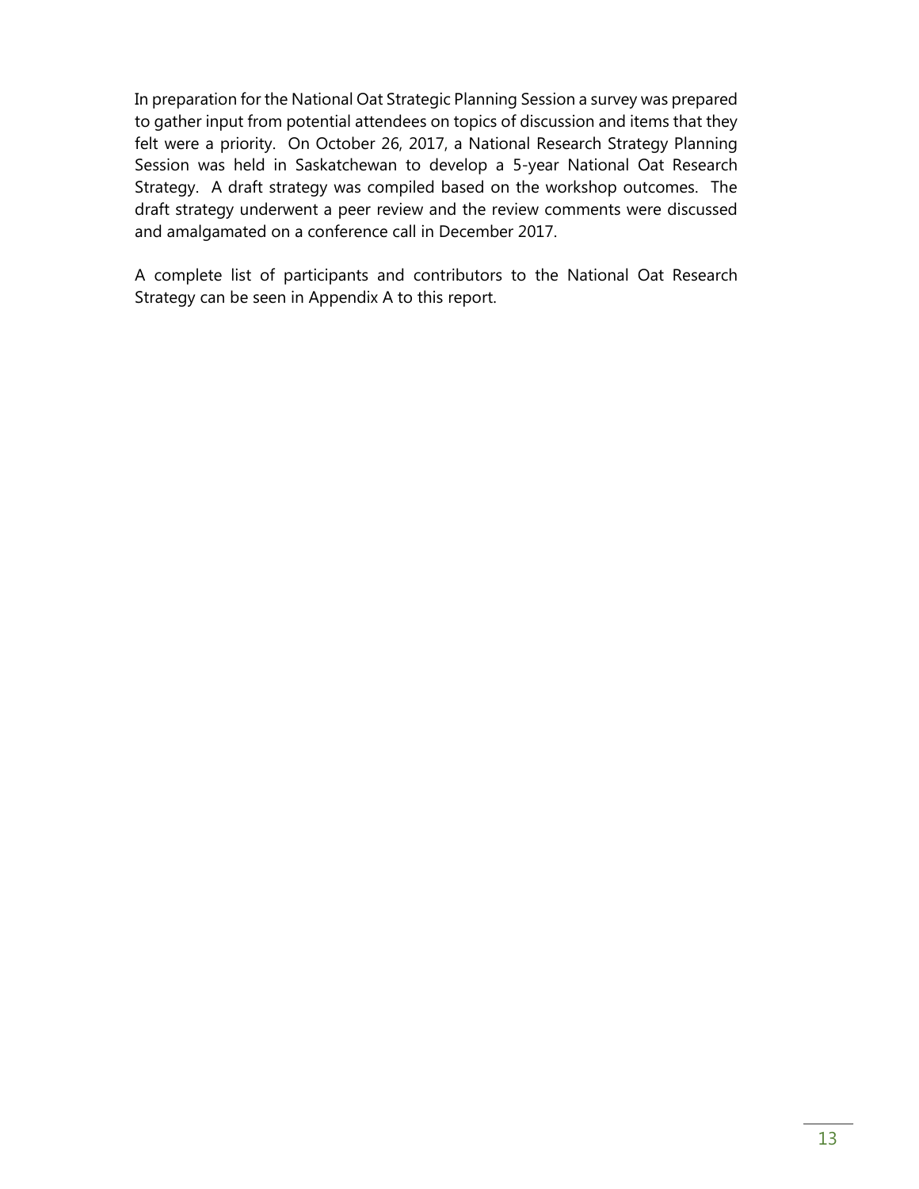In preparation for the National Oat Strategic Planning Session a survey was prepared to gather input from potential attendees on topics of discussion and items that they felt were a priority. On October 26, 2017, a National Research Strategy Planning Session was held in Saskatchewan to develop a 5-year National Oat Research Strategy. A draft strategy was compiled based on the workshop outcomes. The draft strategy underwent a peer review and the review comments were discussed and amalgamated on a conference call in December 2017.

A complete list of participants and contributors to the National Oat Research Strategy can be seen in Appendix A to this report.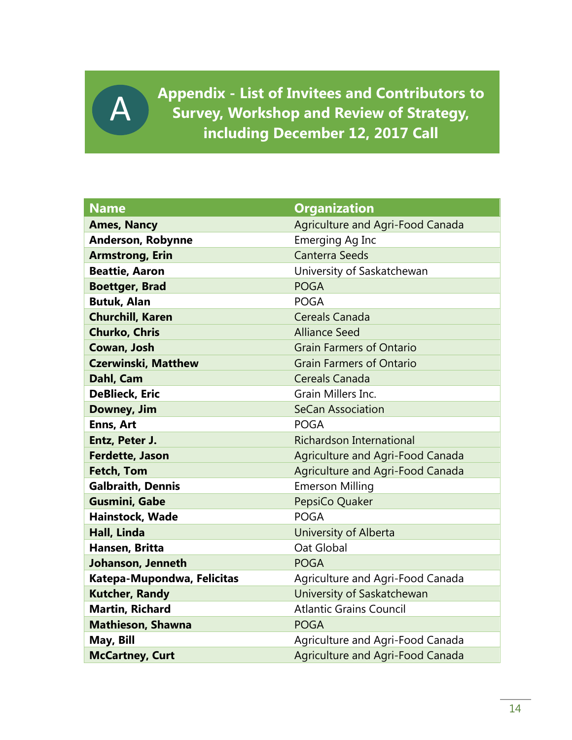# A Appendix - List of Invitees and Contributors to Survey, Workshop and Review of Strategy, including December 12, 2017 Call

| Name | Organization |
|---|---|
| **Ames, Nancy** | Agriculture and Agri-Food Canada |
| **Anderson, Robynne** | Emerging Ag Inc |
| **Armstrong, Erin** | Canterra Seeds |
| **Beattie, Aaron** | University of Saskatchewan |
| **Boettger, Brad** | POGA |
| **Butuk, Alan** | POGA |
| **Churchill, Karen** | Cereals Canada |
| **Churko, Chris** | Alliance Seed |
| **Cowan, Josh** | Grain Farmers of Ontario |
| **Czerwinski, Matthew** | Grain Farmers of Ontario |
| **Dahl, Cam** | Cereals Canada |
| **DeBlieck, Eric** | Grain Millers Inc. |
| **Downey, Jim** | SeCan Association |
| **Enns, Art** | POGA |
| **Entz, Peter J.** | Richardson International |
| **Ferdette, Jason** | Agriculture and Agri-Food Canada |
| **Fetch, Tom** | Agriculture and Agri-Food Canada |
| **Galbraith, Dennis** | Emerson Milling |
| **Gusmini, Gabe** | PepsiCo Quaker |
| **Hainstock, Wade** | POGA |
| **Hall, Linda** | University of Alberta |
| **Hansen, Britta** | Oat Global |
| **Johanson, Jenneth** | POGA |
| **Katepa-Mupondwa, Felicitas** | Agriculture and Agri-Food Canada |
| **Kutcher, Randy** | University of Saskatchewan |
| **Martin, Richard** | Atlantic Grains Council |
| **Mathieson, Shawna** | POGA |
| **May, Bill** | Agriculture and Agri-Food Canada |
| **McCartney, Curt** | Agriculture and Agri-Food Canada |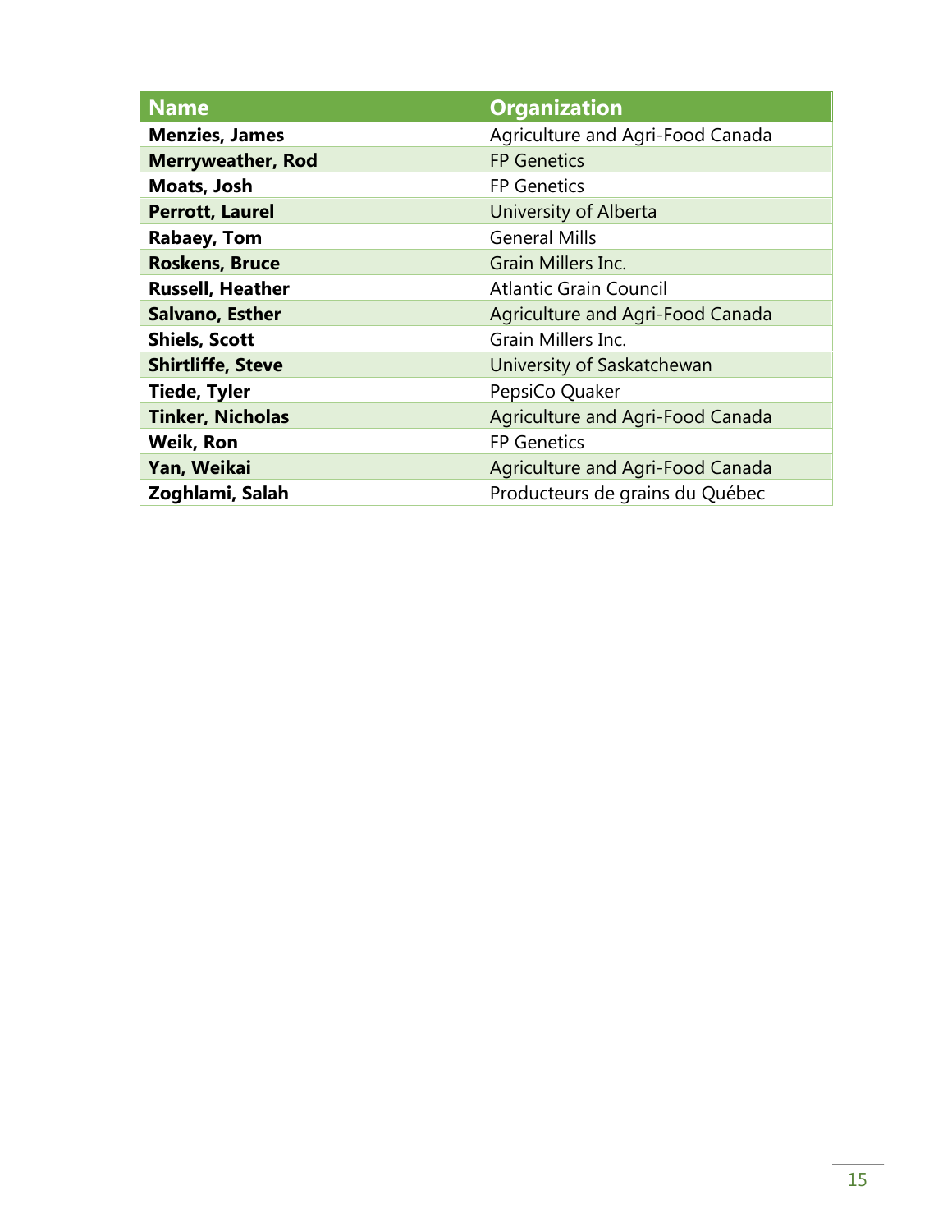| Name | Organization |
|---|---|
| **Menzies, James** | Agriculture and Agri-Food Canada |
| **Merryweather, Rod** | FP Genetics |
| **Moats, Josh** | FP Genetics |
| **Perrott, Laurel** | University of Alberta |
| **Rabaey, Tom** | General Mills |
| **Roskens, Bruce** | Grain Millers Inc. |
| **Russell, Heather** | Atlantic Grain Council |
| **Salvano, Esther** | Agriculture and Agri-Food Canada |
| **Shiels, Scott** | Grain Millers Inc. |
| **Shirtliffe, Steve** | University of Saskatchewan |
| **Tiede, Tyler** | PepsiCo Quaker |
| **Tinker, Nicholas** | Agriculture and Agri-Food Canada |
| **Weik, Ron** | FP Genetics |
| **Yan, Weikai** | Agriculture and Agri-Food Canada |
| **Zoghlami, Salah** | Producteurs de grains du Québec |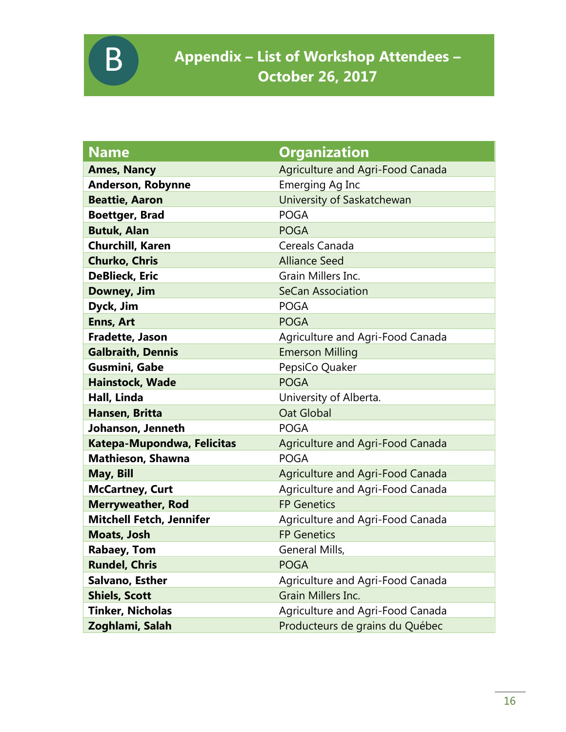# B Appendix – List of Workshop Attendees – October 26, 2017

| Name | Organization |
|---|---|
| **Ames, Nancy** | Agriculture and Agri-Food Canada |
| **Anderson, Robynne** | Emerging Ag Inc |
| **Beattie, Aaron** | University of Saskatchewan |
| **Boettger, Brad** | POGA |
| **Butuk, Alan** | POGA |
| **Churchill, Karen** | Cereals Canada |
| **Churko, Chris** | Alliance Seed |
| **DeBlieck, Eric** | Grain Millers Inc. |
| **Downey, Jim** | SeCan Association |
| **Dyck, Jim** | POGA |
| **Enns, Art** | POGA |
| **Fradette, Jason** | Agriculture and Agri-Food Canada |
| **Galbraith, Dennis** | Emerson Milling |
| **Gusmini, Gabe** | PepsiCo Quaker |
| **Hainstock, Wade** | POGA |
| **Hall, Linda** | University of Alberta. |
| **Hansen, Britta** | Oat Global |
| **Johanson, Jenneth** | POGA |
| **Katepa-Mupondwa, Felicitas** | Agriculture and Agri-Food Canada |
| **Mathieson, Shawna** | POGA |
| **May, Bill** | Agriculture and Agri-Food Canada |
| **McCartney, Curt** | Agriculture and Agri-Food Canada |
| **Merryweather, Rod** | FP Genetics |
| **Mitchell Fetch, Jennifer** | Agriculture and Agri-Food Canada |
| **Moats, Josh** | FP Genetics |
| **Rabaey, Tom** | General Mills, |
| **Rundel, Chris** | POGA |
| **Salvano, Esther** | Agriculture and Agri-Food Canada |
| **Shiels, Scott** | Grain Millers Inc. |
| **Tinker, Nicholas** | Agriculture and Agri-Food Canada |
| **Zoghlami, Salah** | Producteurs de grains du Québec |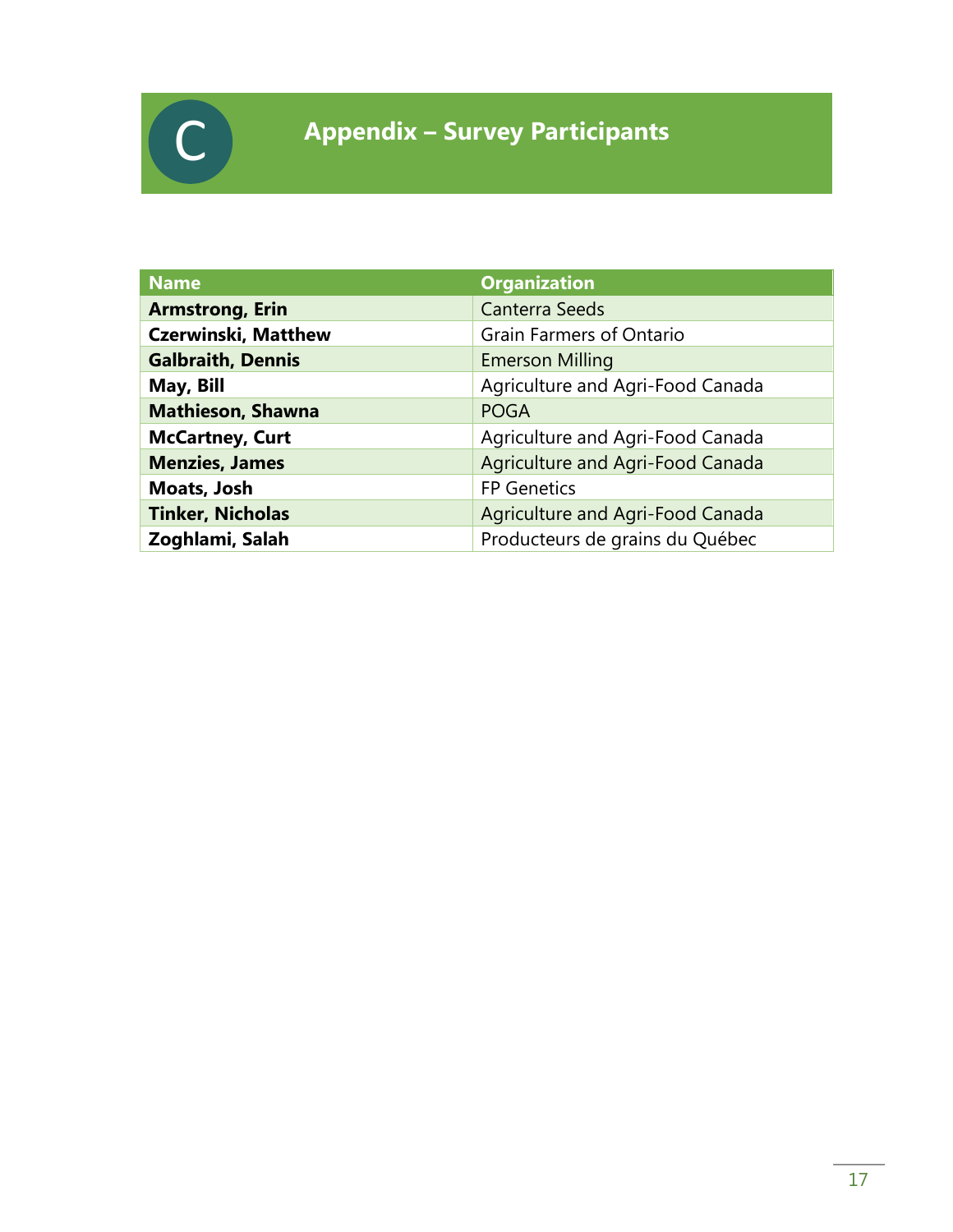# C Appendix – Survey Participants

| Name | Organization |
|---|---|
| **Armstrong, Erin** | Canterra Seeds |
| **Czerwinski, Matthew** | Grain Farmers of Ontario |
| **Galbraith, Dennis** | Emerson Milling |
| **May, Bill** | Agriculture and Agri-Food Canada |
| **Mathieson, Shawna** | POGA |
| **McCartney, Curt** | Agriculture and Agri-Food Canada |
| **Menzies, James** | Agriculture and Agri-Food Canada |
| **Moats, Josh** | FP Genetics |
| **Tinker, Nicholas** | Agriculture and Agri-Food Canada |
| **Zoghlami, Salah** | Producteurs de grains du Québec |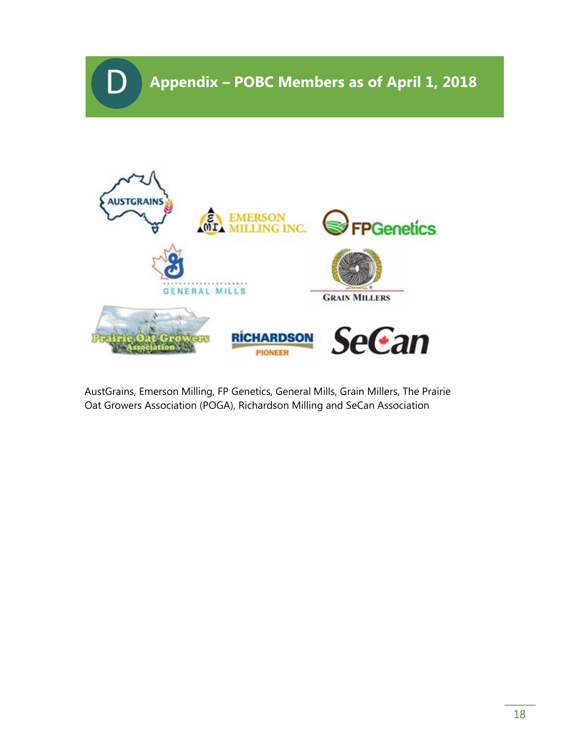# D Appendix – POBC Members as of April 1, 2018

AustGrains, Emerson Milling, FP Genetics, General Mills, Grain Millers, The Prairie Oat Growers Association (POGA), Richardson Milling and SeCan Association